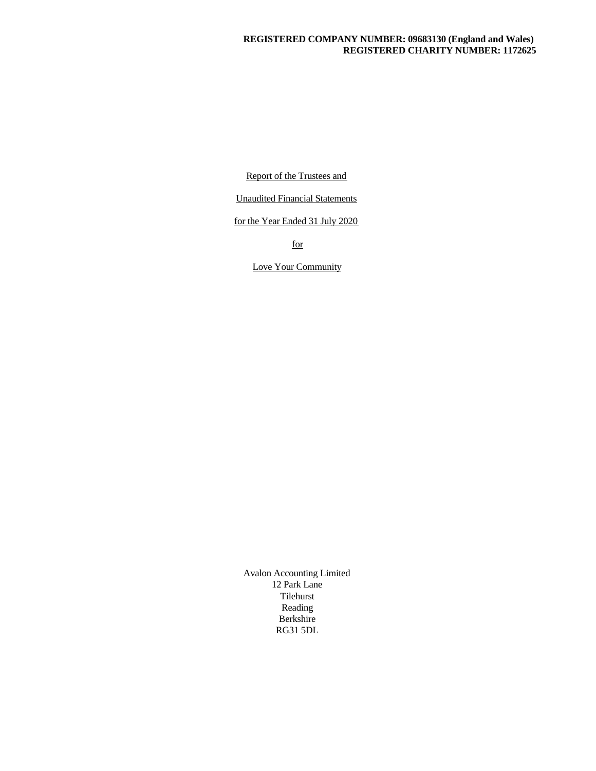**REGISTERED COMPANY NUMBER: 09683130 (England and Wales)**
**REGISTERED CHARITY NUMBER: 1172625**

Report of the Trustees and

Unaudited Financial Statements

for the Year Ended 31 July 2020

for

Love Your Community

Avalon Accounting Limited
12 Park Lane
Tilehurst
Reading
Berkshire
RG31 5DL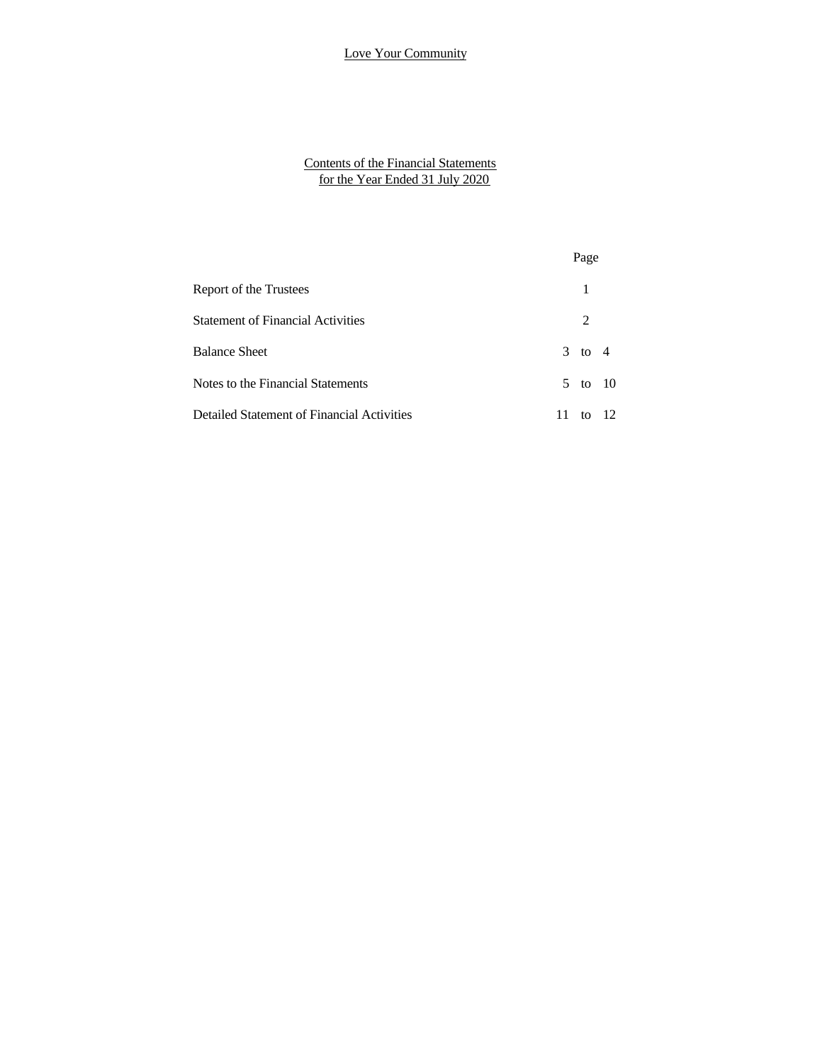# Love Your Community

## Contents of the Financial Statements for the Year Ended 31 July 2020

| | Page |
|---|---|
| Report of the Trustees | 1 |
| Statement of Financial Activities | 2 |
| Balance Sheet | 3 to 4 |
| Notes to the Financial Statements | 5 to 10 |
| Detailed Statement of Financial Activities | 11 to 12 |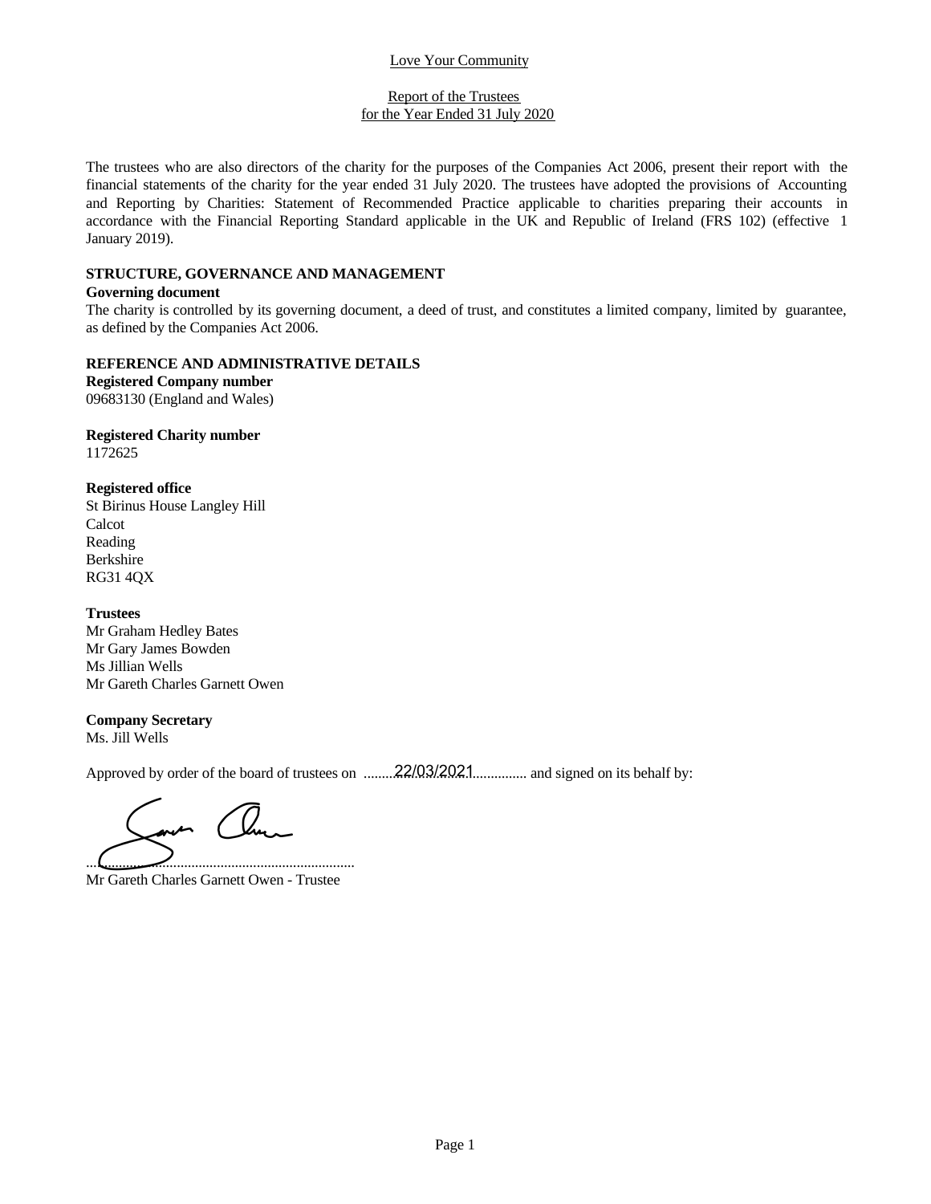Love Your Community

Report of the Trustees
for the Year Ended 31 July 2020

The trustees who are also directors of the charity for the purposes of the Companies Act 2006, present their report with the financial statements of the charity for the year ended 31 July 2020. The trustees have adopted the provisions of Accounting and Reporting by Charities: Statement of Recommended Practice applicable to charities preparing their accounts in accordance with the Financial Reporting Standard applicable in the UK and Republic of Ireland (FRS 102) (effective 1 January 2019).

**STRUCTURE, GOVERNANCE AND MANAGEMENT**

**Governing document**

The charity is controlled by its governing document, a deed of trust, and constitutes a limited company, limited by guarantee, as defined by the Companies Act 2006.

**REFERENCE AND ADMINISTRATIVE DETAILS**

**Registered Company number**

09683130 (England and Wales)

**Registered Charity number**

1172625

**Registered office**

St Birinus House Langley Hill
Calcot
Reading
Berkshire
RG31 4QX

**Trustees**

Mr Graham Hedley Bates
Mr Gary James Bowden
Ms Jillian Wells
Mr Gareth Charles Garnett Owen

**Company Secretary**

Ms. Jill Wells

Approved by order of the board of trustees on 22/03/2021 and signed on its behalf by:

.............................................................................

Mr Gareth Charles Garnett Owen - Trustee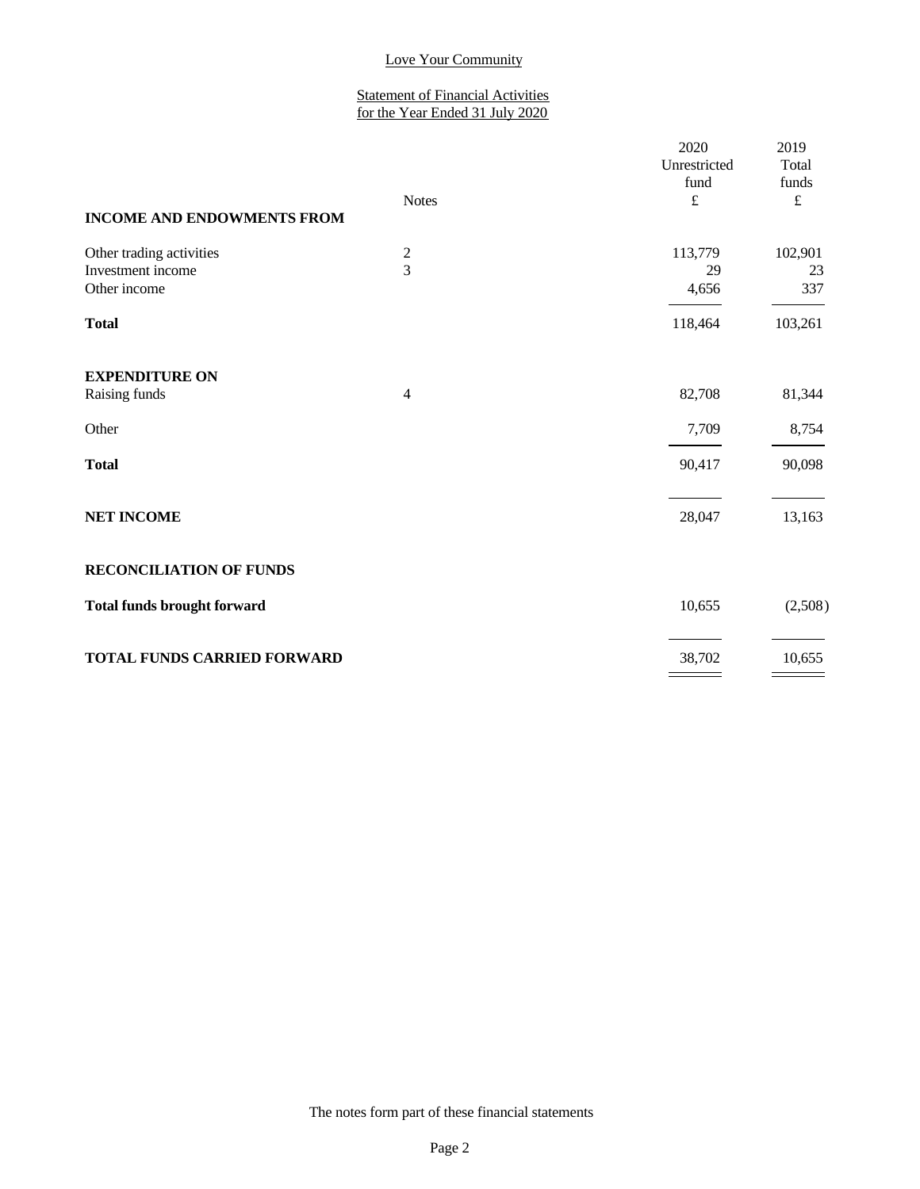# Love Your Community

## Statement of Financial Activities for the Year Ended 31 July 2020

| | Notes | 2020 Unrestricted fund £ | 2019 Total funds £ |
|---|---|---|---|
| **INCOME AND ENDOWMENTS FROM** | | | |
| Other trading activities | 2 | 113,779 | 102,901 |
| Investment income | 3 | 29 | 23 |
| Other income | | 4,656 | 337 |
| **Total** | | 118,464 | 103,261 |
| | | | |
| **EXPENDITURE ON** | | | |
| Raising funds | 4 | 82,708 | 81,344 |
| Other | | 7,709 | 8,754 |
| **Total** | | 90,417 | 90,098 |
| | | | |
| **NET INCOME** | | 28,047 | 13,163 |
| | | | |
| **RECONCILIATION OF FUNDS** | | | |
| **Total funds brought forward** | | 10,655 | (2,508) |
| | | | |
| **TOTAL FUNDS CARRIED FORWARD** | | 38,702 | 10,655 |

The notes form part of these financial statements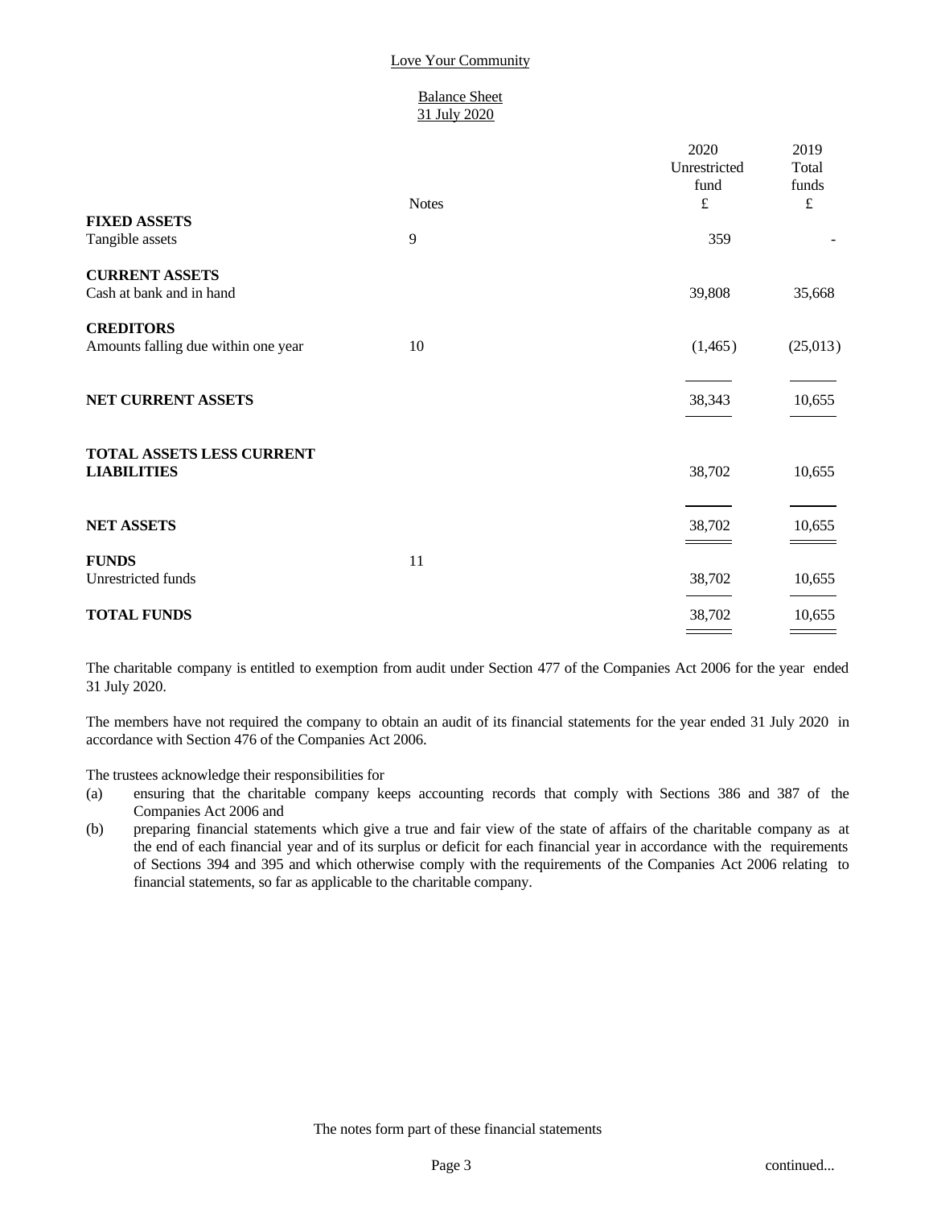# Love Your Community

## Balance Sheet
## 31 July 2020

| | Notes | 2020 Unrestricted fund £ | 2019 Total funds £ |
|---|---|---|---|
| **FIXED ASSETS** | | | |
| Tangible assets | 9 | 359 | - |
| **CURRENT ASSETS** | | | |
| Cash at bank and in hand | | 39,808 | 35,668 |
| **CREDITORS** | | | |
| Amounts falling due within one year | 10 | (1,465) | (25,013) |
| **NET CURRENT ASSETS** | | 38,343 | 10,655 |
| **TOTAL ASSETS LESS CURRENT LIABILITIES** | | 38,702 | 10,655 |
| **NET ASSETS** | | 38,702 | 10,655 |
| **FUNDS** | 11 | | |
| Unrestricted funds | | 38,702 | 10,655 |
| **TOTAL FUNDS** | | 38,702 | 10,655 |

The charitable company is entitled to exemption from audit under Section 477 of the Companies Act 2006 for the year ended 31 July 2020.

The members have not required the company to obtain an audit of its financial statements for the year ended 31 July 2020 in accordance with Section 476 of the Companies Act 2006.

The trustees acknowledge their responsibilities for

(a) ensuring that the charitable company keeps accounting records that comply with Sections 386 and 387 of the Companies Act 2006 and

(b) preparing financial statements which give a true and fair view of the state of affairs of the charitable company as at the end of each financial year and of its surplus or deficit for each financial year in accordance with the requirements of Sections 394 and 395 and which otherwise comply with the requirements of the Companies Act 2006 relating to financial statements, so far as applicable to the charitable company.

The notes form part of these financial statements

continued...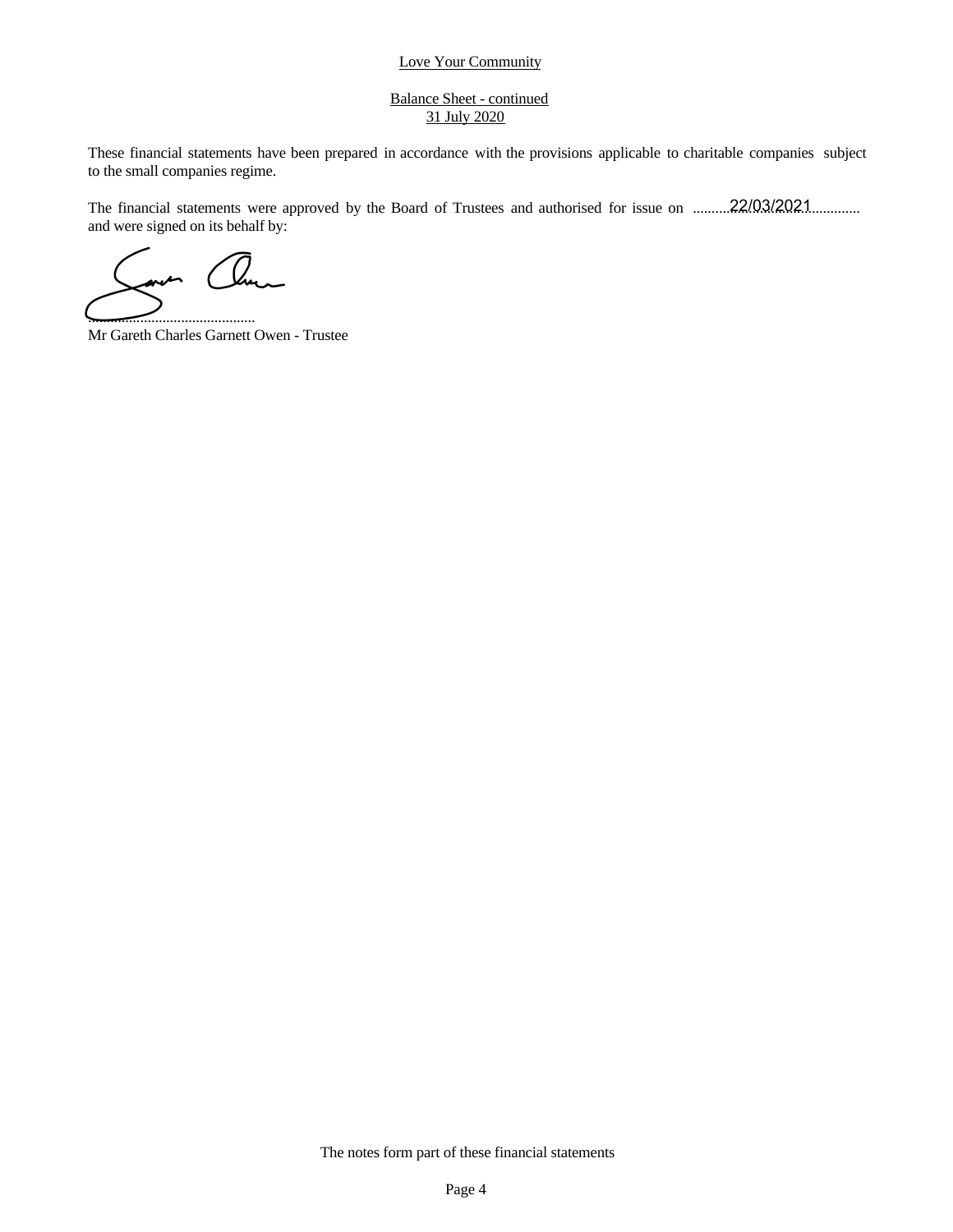Love Your Community

Balance Sheet - continued
31 July 2020

These financial statements have been prepared in accordance with the provisions applicable to charitable companies subject to the small companies regime.

The financial statements were approved by the Board of Trustees and authorised for issue on .........22/03/2021............ and were signed on its behalf by:

.............................................
Mr Gareth Charles Garnett Owen - Trustee

The notes form part of these financial statements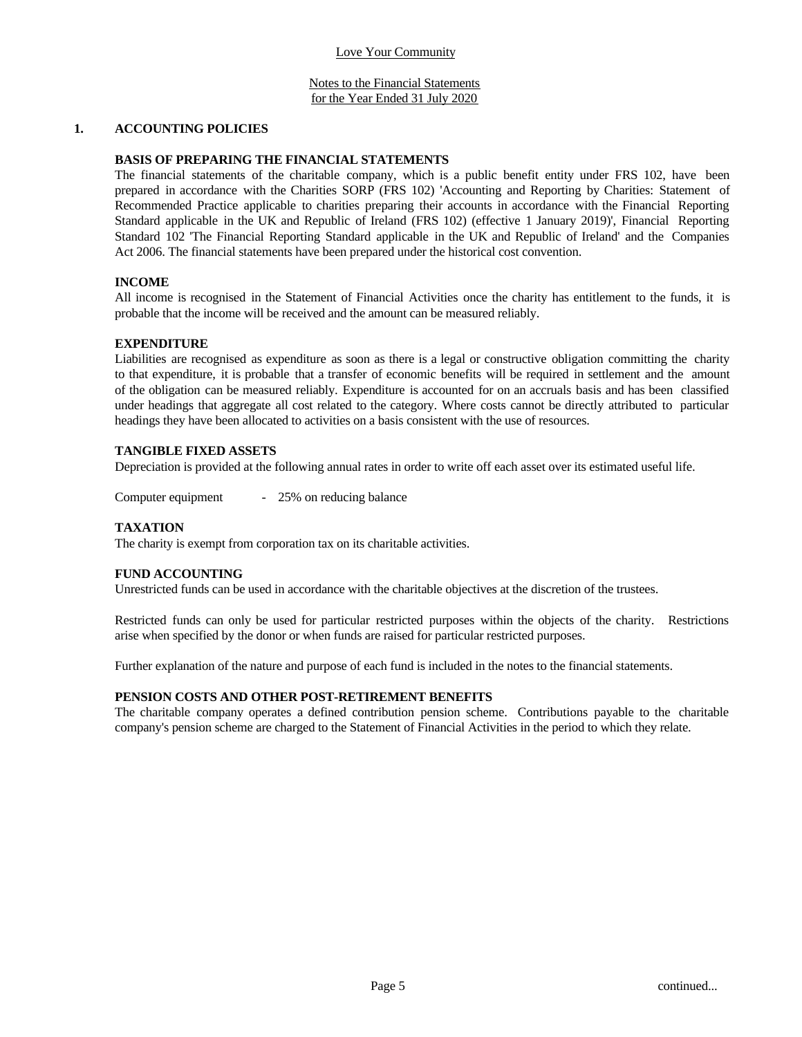Love Your Community

Notes to the Financial Statements
for the Year Ended 31 July 2020

## 1. ACCOUNTING POLICIES

### BASIS OF PREPARING THE FINANCIAL STATEMENTS

The financial statements of the charitable company, which is a public benefit entity under FRS 102, have been prepared in accordance with the Charities SORP (FRS 102) 'Accounting and Reporting by Charities: Statement of Recommended Practice applicable to charities preparing their accounts in accordance with the Financial Reporting Standard applicable in the UK and Republic of Ireland (FRS 102) (effective 1 January 2019)', Financial Reporting Standard 102 'The Financial Reporting Standard applicable in the UK and Republic of Ireland' and the Companies Act 2006. The financial statements have been prepared under the historical cost convention.

### INCOME

All income is recognised in the Statement of Financial Activities once the charity has entitlement to the funds, it is probable that the income will be received and the amount can be measured reliably.

### EXPENDITURE

Liabilities are recognised as expenditure as soon as there is a legal or constructive obligation committing the charity to that expenditure, it is probable that a transfer of economic benefits will be required in settlement and the amount of the obligation can be measured reliably. Expenditure is accounted for on an accruals basis and has been classified under headings that aggregate all cost related to the category. Where costs cannot be directly attributed to particular headings they have been allocated to activities on a basis consistent with the use of resources.

### TANGIBLE FIXED ASSETS

Depreciation is provided at the following annual rates in order to write off each asset over its estimated useful life.

Computer equipment - 25% on reducing balance

### TAXATION

The charity is exempt from corporation tax on its charitable activities.

### FUND ACCOUNTING

Unrestricted funds can be used in accordance with the charitable objectives at the discretion of the trustees.

Restricted funds can only be used for particular restricted purposes within the objects of the charity. Restrictions arise when specified by the donor or when funds are raised for particular restricted purposes.

Further explanation of the nature and purpose of each fund is included in the notes to the financial statements.

### PENSION COSTS AND OTHER POST-RETIREMENT BENEFITS

The charitable company operates a defined contribution pension scheme. Contributions payable to the charitable company's pension scheme are charged to the Statement of Financial Activities in the period to which they relate.

continued...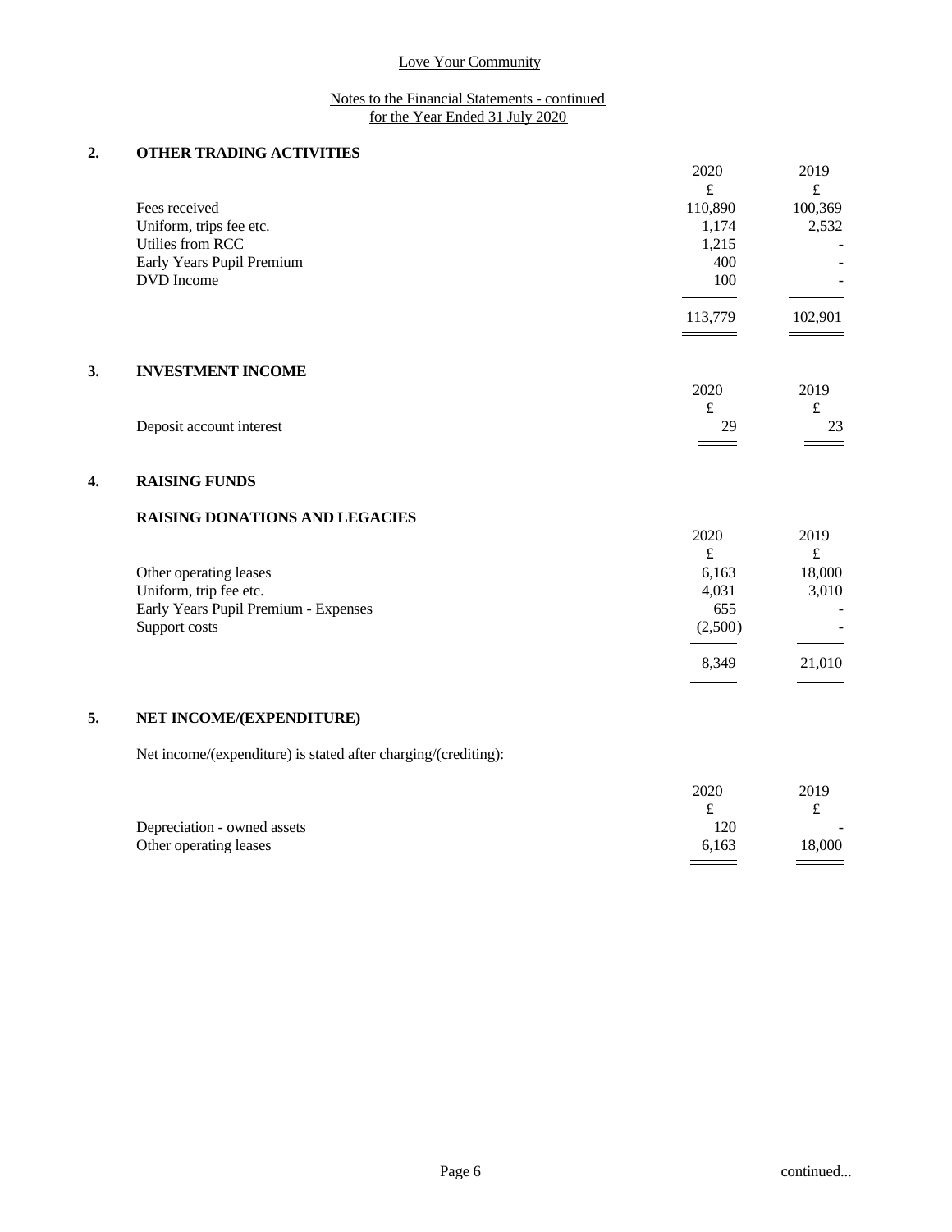Love Your Community

Notes to the Financial Statements - continued
for the Year Ended 31 July 2020

## 2. OTHER TRADING ACTIVITIES

| | 2020 | 2019 |
|---|---|---|
| | £ | £ |
| Fees received | 110,890 | 100,369 |
| Uniform, trips fee etc. | 1,174 | 2,532 |
| Utilies from RCC | 1,215 | - |
| Early Years Pupil Premium | 400 | - |
| DVD Income | 100 | - |
| | 113,779 | 102,901 |

## 3. INVESTMENT INCOME

| | 2020 | 2019 |
|---|---|---|
| | £ | £ |
| Deposit account interest | 29 | 23 |

## 4. RAISING FUNDS

### RAISING DONATIONS AND LEGACIES

| | 2020 | 2019 |
|---|---|---|
| | £ | £ |
| Other operating leases | 6,163 | 18,000 |
| Uniform, trip fee etc. | 4,031 | 3,010 |
| Early Years Pupil Premium - Expenses | 655 | - |
| Support costs | (2,500) | - |
| | 8,349 | 21,010 |

## 5. NET INCOME/(EXPENDITURE)

Net income/(expenditure) is stated after charging/(crediting):

| | 2020 | 2019 |
|---|---|---|
| | £ | £ |
| Depreciation - owned assets | 120 | - |
| Other operating leases | 6,163 | 18,000 |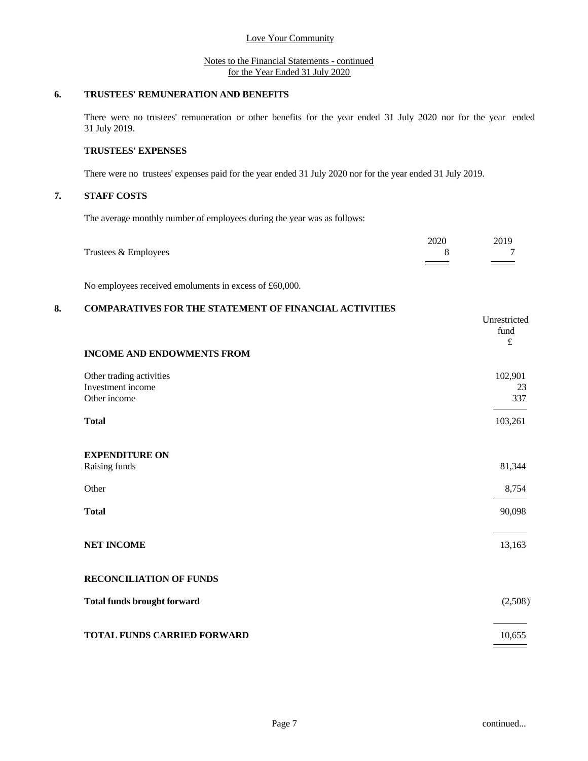Love Your Community

Notes to the Financial Statements - continued
for the Year Ended 31 July 2020

## 6. TRUSTEES' REMUNERATION AND BENEFITS

There were no trustees' remuneration or other benefits for the year ended 31 July 2020 nor for the year ended 31 July 2019.

### TRUSTEES' EXPENSES

There were no trustees' expenses paid for the year ended 31 July 2020 nor for the year ended 31 July 2019.

## 7. STAFF COSTS

The average monthly number of employees during the year was as follows:

| | 2020 | 2019 |
|---|---|---|
| Trustees & Employees | 8 | 7 |

No employees received emoluments in excess of £60,000.

## 8. COMPARATIVES FOR THE STATEMENT OF FINANCIAL ACTIVITIES

| | Unrestricted fund £ |
|---|---|
| **INCOME AND ENDOWMENTS FROM** | |
| Other trading activities | 102,901 |
| Investment income | 23 |
| Other income | 337 |
| **Total** | 103,261 |
| **EXPENDITURE ON** | |
| Raising funds | 81,344 |
| Other | 8,754 |
| **Total** | 90,098 |
| **NET INCOME** | 13,163 |
| **RECONCILIATION OF FUNDS** | |
| **Total funds brought forward** | (2,508) |
| **TOTAL FUNDS CARRIED FORWARD** | 10,655 |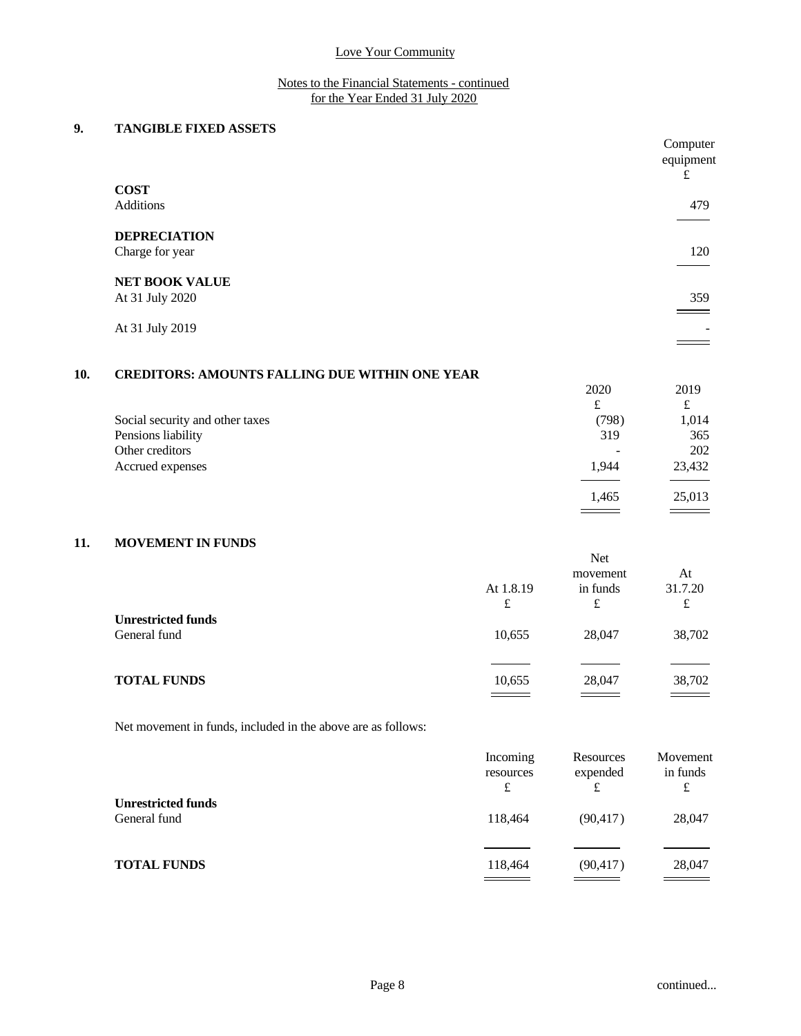Love Your Community

Notes to the Financial Statements - continued
for the Year Ended 31 July 2020

## 9. TANGIBLE FIXED ASSETS

| | Computer equipment £ |
|---|---|
| **COST** | |
| Additions | 479 |
| **DEPRECIATION** | |
| Charge for year | 120 |
| **NET BOOK VALUE** | |
| At 31 July 2020 | 359 |
| At 31 July 2019 | - |

## 10. CREDITORS: AMOUNTS FALLING DUE WITHIN ONE YEAR

| | 2020 £ | 2019 £ |
|---|---|---|
| Social security and other taxes | (798) | 1,014 |
| Pensions liability | 319 | 365 |
| Other creditors | - | 202 |
| Accrued expenses | 1,944 | 23,432 |
| | 1,465 | 25,013 |

## 11. MOVEMENT IN FUNDS

| | At 1.8.19 £ | Net movement in funds £ | At 31.7.20 £ |
|---|---|---|---|
| **Unrestricted funds** | | | |
| General fund | 10,655 | 28,047 | 38,702 |
| **TOTAL FUNDS** | 10,655 | 28,047 | 38,702 |

Net movement in funds, included in the above are as follows:

| | Incoming resources £ | Resources expended £ | Movement in funds £ |
|---|---|---|---|
| **Unrestricted funds** | | | |
| General fund | 118,464 | (90,417) | 28,047 |
| **TOTAL FUNDS** | 118,464 | (90,417) | 28,047 |

continued...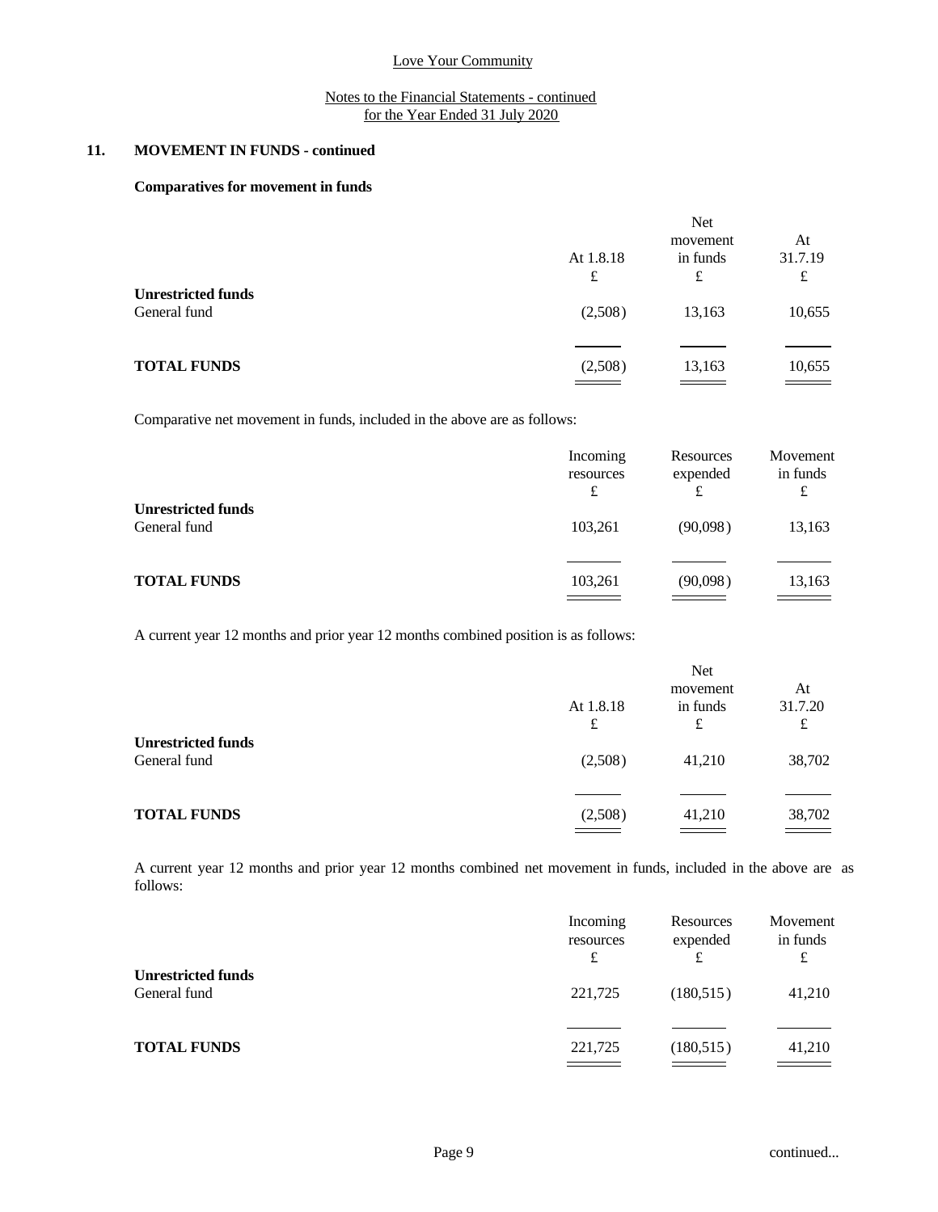## 11. MOVEMENT IN FUNDS - continued

### Comparatives for movement in funds

| | At 1.8.18 | Net movement in funds | At 31.7.19 |
|---|---|---|---|
| | £ | £ | £ |
| **Unrestricted funds** | | | |
| General fund | (2,508) | 13,163 | 10,655 |
| **TOTAL FUNDS** | (2,508) | 13,163 | 10,655 |

Comparative net movement in funds, included in the above are as follows:

| | Incoming resources | Resources expended | Movement in funds |
|---|---|---|---|
| | £ | £ | £ |
| **Unrestricted funds** | | | |
| General fund | 103,261 | (90,098) | 13,163 |
| **TOTAL FUNDS** | 103,261 | (90,098) | 13,163 |

A current year 12 months and prior year 12 months combined position is as follows:

| | At 1.8.18 | Net movement in funds | At 31.7.20 |
|---|---|---|---|
| | £ | £ | £ |
| **Unrestricted funds** | | | |
| General fund | (2,508) | 41,210 | 38,702 |
| **TOTAL FUNDS** | (2,508) | 41,210 | 38,702 |

A current year 12 months and prior year 12 months combined net movement in funds, included in the above are as follows:

| | Incoming resources | Resources expended | Movement in funds |
|---|---|---|---|
| | £ | £ | £ |
| **Unrestricted funds** | | | |
| General fund | 221,725 | (180,515) | 41,210 |
| **TOTAL FUNDS** | 221,725 | (180,515) | 41,210 |

continued...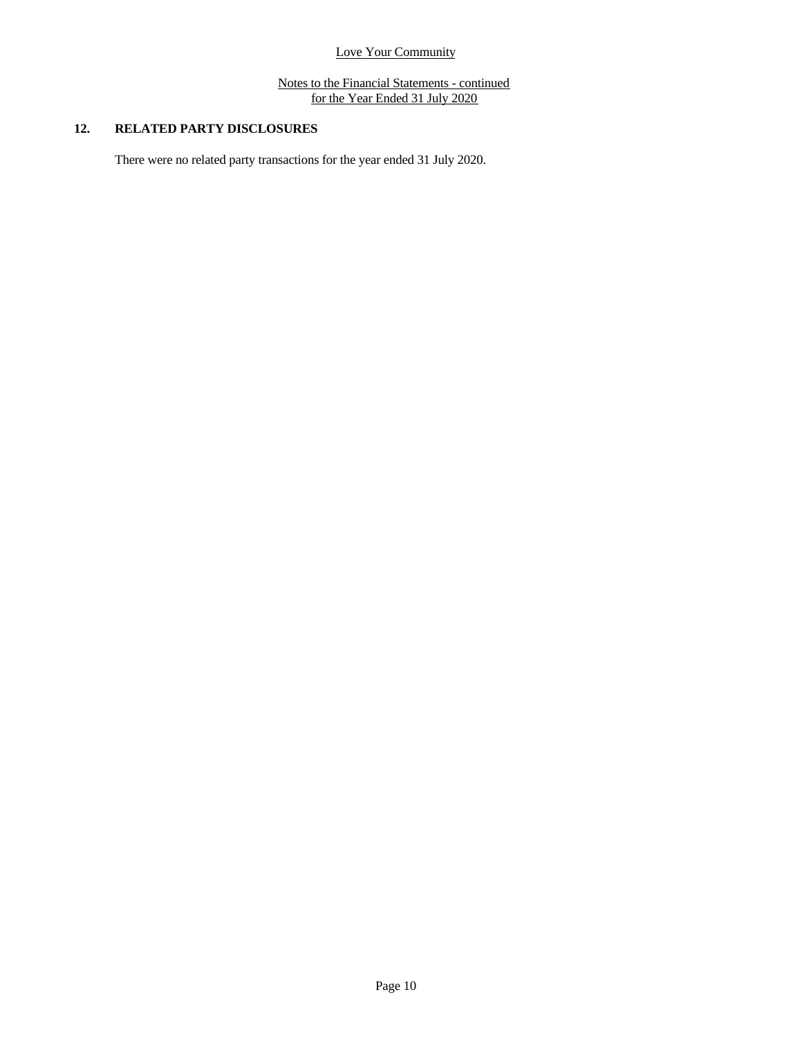## 12. RELATED PARTY DISCLOSURES

There were no related party transactions for the year ended 31 July 2020.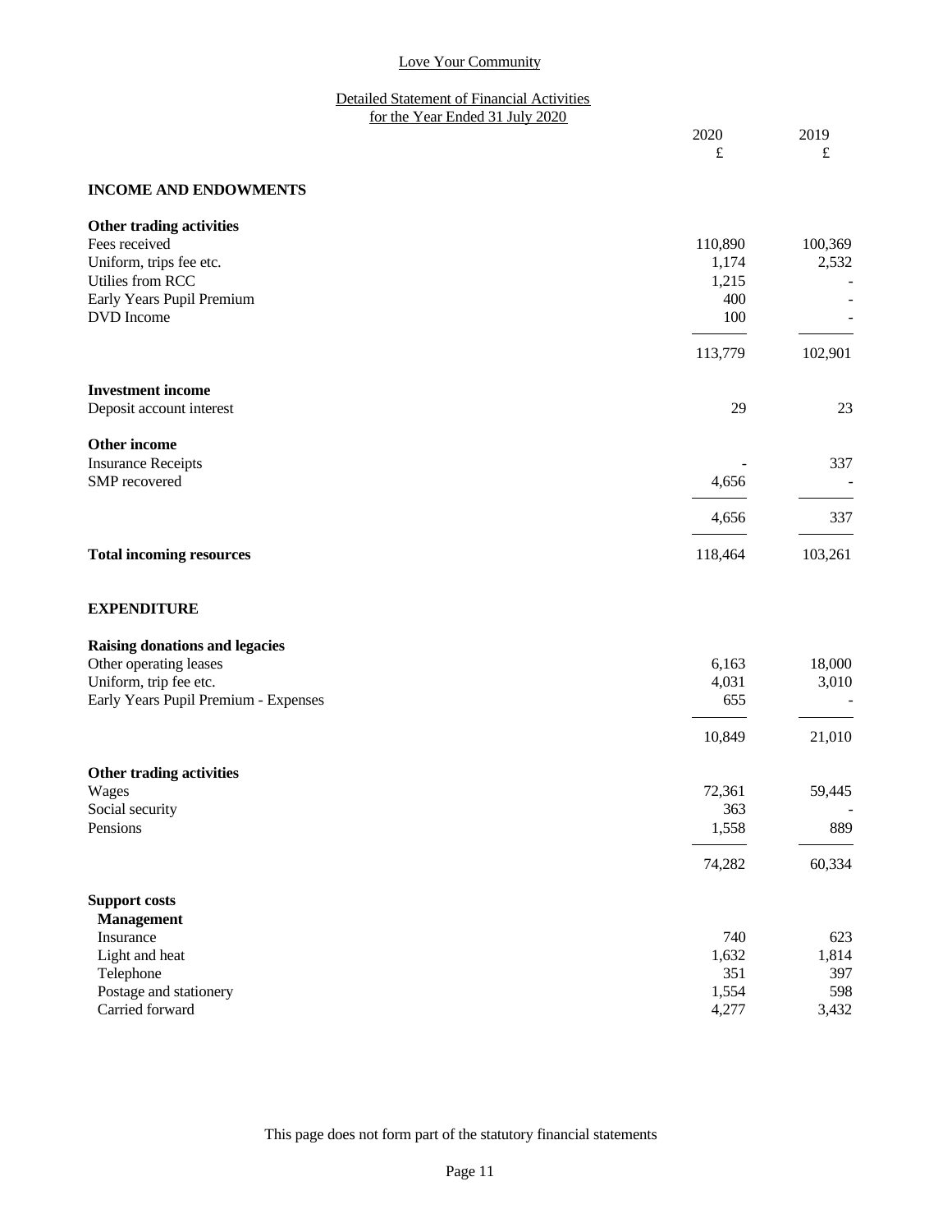Love Your Community

Detailed Statement of Financial Activities
for the Year Ended 31 July 2020

| | 2020 £ | 2019 £ |
|---|---|---|
| **INCOME AND ENDOWMENTS** | | |
| **Other trading activities** | | |
| Fees received | 110,890 | 100,369 |
| Uniform, trips fee etc. | 1,174 | 2,532 |
| Utilies from RCC | 1,215 | - |
| Early Years Pupil Premium | 400 | - |
| DVD Income | 100 | - |
| | 113,779 | 102,901 |
| **Investment income** | | |
| Deposit account interest | 29 | 23 |
| **Other income** | | |
| Insurance Receipts | - | 337 |
| SMP recovered | 4,656 | - |
| | 4,656 | 337 |
| **Total incoming resources** | 118,464 | 103,261 |
| **EXPENDITURE** | | |
| **Raising donations and legacies** | | |
| Other operating leases | 6,163 | 18,000 |
| Uniform, trip fee etc. | 4,031 | 3,010 |
| Early Years Pupil Premium - Expenses | 655 | - |
| | 10,849 | 21,010 |
| **Other trading activities** | | |
| Wages | 72,361 | 59,445 |
| Social security | 363 | - |
| Pensions | 1,558 | 889 |
| | 74,282 | 60,334 |
| **Support costs** | | |
| **Management** | | |
| Insurance | 740 | 623 |
| Light and heat | 1,632 | 1,814 |
| Telephone | 351 | 397 |
| Postage and stationery | 1,554 | 598 |
| Carried forward | 4,277 | 3,432 |

This page does not form part of the statutory financial statements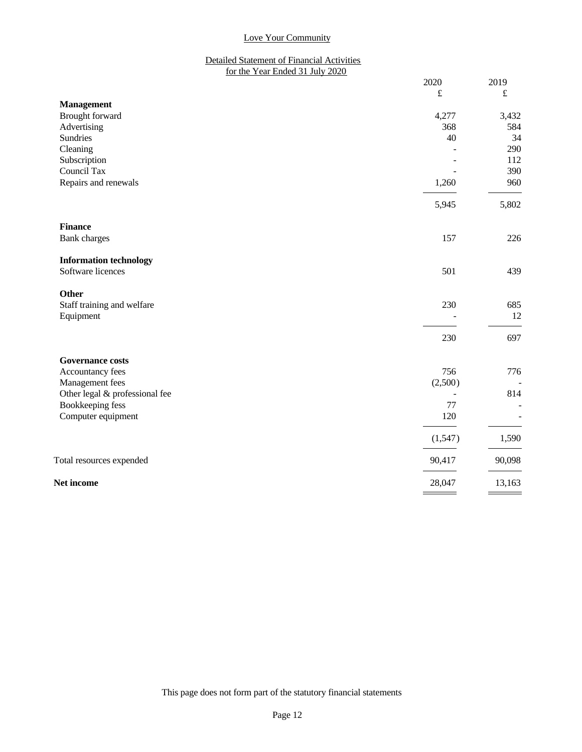Love Your Community

Detailed Statement of Financial Activities
for the Year Ended 31 July 2020

| | 2020 | 2019 |
|---|---|---|
| | £ | £ |
| **Management** | | |
| Brought forward | 4,277 | 3,432 |
| Advertising | 368 | 584 |
| Sundries | 40 | 34 |
| Cleaning | - | 290 |
| Subscription | - | 112 |
| Council Tax | - | 390 |
| Repairs and renewals | 1,260 | 960 |
| | 5,945 | 5,802 |
| **Finance** | | |
| Bank charges | 157 | 226 |
| **Information technology** | | |
| Software licences | 501 | 439 |
| **Other** | | |
| Staff training and welfare | 230 | 685 |
| Equipment | - | 12 |
| | 230 | 697 |
| **Governance costs** | | |
| Accountancy fees | 756 | 776 |
| Management fees | (2,500) | - |
| Other legal & professional fee | - | 814 |
| Bookkeeping fess | 77 | - |
| Computer equipment | 120 | - |
| | (1,547) | 1,590 |
| Total resources expended | 90,417 | 90,098 |
| **Net income** | 28,047 | 13,163 |

This page does not form part of the statutory financial statements